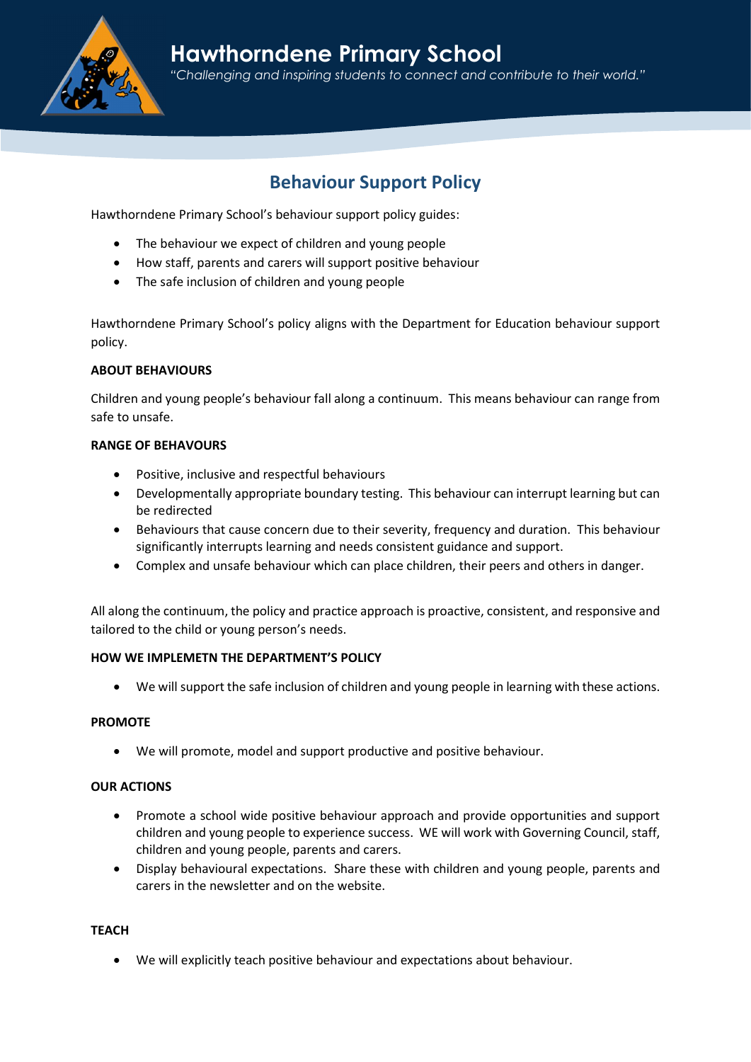# Hawthorndene Primary School

*"Challenging and inspiring students to connect and contribute to their world."*

## Behaviour Support Policy

Hawthorndene Primary School's behaviour support policy guides:

- The behaviour we expect of children and young people
- How staff, parents and carers will support positive behaviour
- The safe inclusion of children and young people

Hawthorndene Primary School's policy aligns with the Department for Education behaviour support policy.

**ABOUT BEHAVIOURS**

Children and young people's behaviour fall along a continuum. This means behaviour can range from safe to unsafe.

**RANGE OF BEHAVOURS**

- Positive, inclusive and respectful behaviours
- Developmentally appropriate boundary testing. This behaviour can interrupt learning but can be redirected
- Behaviours that cause concern due to their severity, frequency and duration. This behaviour significantly interrupts learning and needs consistent guidance and support.
- Complex and unsafe behaviour which can place children, their peers and others in danger.

All along the continuum, the policy and practice approach is proactive, consistent, and responsive and tailored to the child or young person's needs.

**HOW WE IMPLEMETN THE DEPARTMENT'S POLICY**

- We will support the safe inclusion of children and young people in learning with these actions.

**PROMOTE**

- We will promote, model and support productive and positive behaviour.

**OUR ACTIONS**

- Promote a school wide positive behaviour approach and provide opportunities and support children and young people to experience success. WE will work with Governing Council, staff, children and young people, parents and carers.
- Display behavioural expectations. Share these with children and young people, parents and carers in the newsletter and on the website.

**TEACH**

- We will explicitly teach positive behaviour and expectations about behaviour.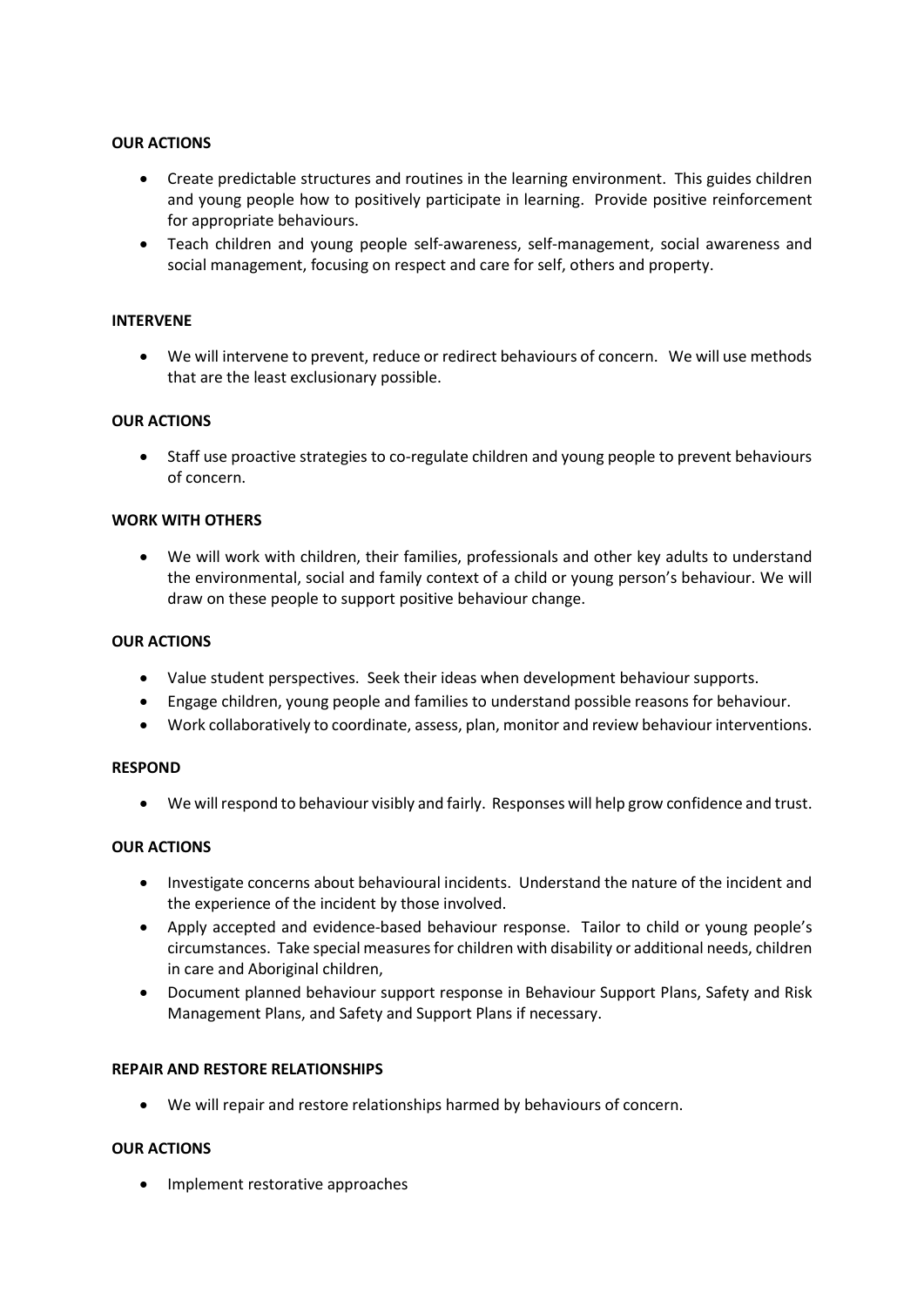**OUR ACTIONS**

- Create predictable structures and routines in the learning environment. This guides children and young people how to positively participate in learning. Provide positive reinforcement for appropriate behaviours.
- Teach children and young people self-awareness, self-management, social awareness and social management, focusing on respect and care for self, others and property.

**INTERVENE**

- We will intervene to prevent, reduce or redirect behaviours of concern. We will use methods that are the least exclusionary possible.

**OUR ACTIONS**

- Staff use proactive strategies to co-regulate children and young people to prevent behaviours of concern.

**WORK WITH OTHERS**

- We will work with children, their families, professionals and other key adults to understand the environmental, social and family context of a child or young person's behaviour. We will draw on these people to support positive behaviour change.

**OUR ACTIONS**

- Value student perspectives. Seek their ideas when development behaviour supports.
- Engage children, young people and families to understand possible reasons for behaviour.
- Work collaboratively to coordinate, assess, plan, monitor and review behaviour interventions.

**RESPOND**

- We will respond to behaviour visibly and fairly. Responses will help grow confidence and trust.

**OUR ACTIONS**

- Investigate concerns about behavioural incidents. Understand the nature of the incident and the experience of the incident by those involved.
- Apply accepted and evidence-based behaviour response. Tailor to child or young people's circumstances. Take special measures for children with disability or additional needs, children in care and Aboriginal children,
- Document planned behaviour support response in Behaviour Support Plans, Safety and Risk Management Plans, and Safety and Support Plans if necessary.

**REPAIR AND RESTORE RELATIONSHIPS**

- We will repair and restore relationships harmed by behaviours of concern.

**OUR ACTIONS**

- Implement restorative approaches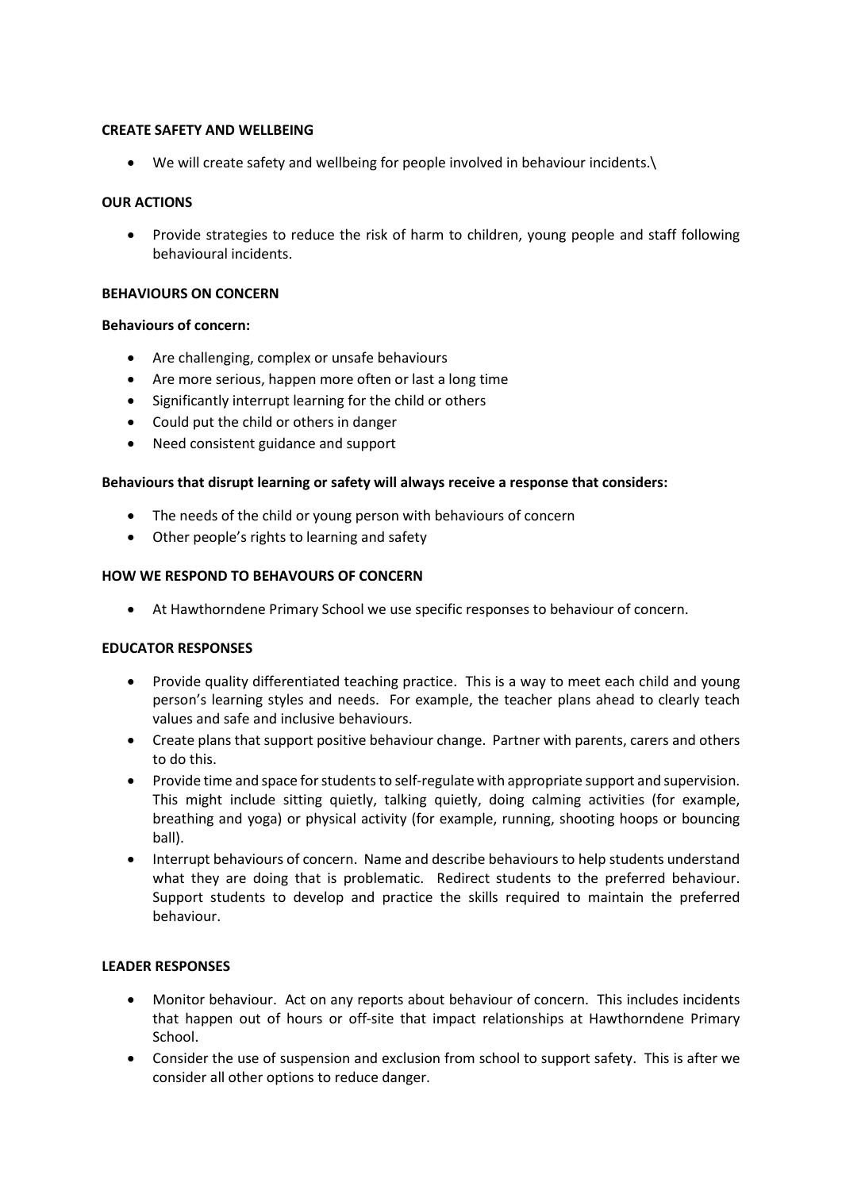**CREATE SAFETY AND WELLBEING**

- We will create safety and wellbeing for people involved in behaviour incidents.\

**OUR ACTIONS**

- Provide strategies to reduce the risk of harm to children, young people and staff following behavioural incidents.

**BEHAVIOURS ON CONCERN**

**Behaviours of concern:**

- Are challenging, complex or unsafe behaviours
- Are more serious, happen more often or last a long time
- Significantly interrupt learning for the child or others
- Could put the child or others in danger
- Need consistent guidance and support

**Behaviours that disrupt learning or safety will always receive a response that considers:**

- The needs of the child or young person with behaviours of concern
- Other people's rights to learning and safety

**HOW WE RESPOND TO BEHAVOURS OF CONCERN**

- At Hawthorndene Primary School we use specific responses to behaviour of concern.

**EDUCATOR RESPONSES**

- Provide quality differentiated teaching practice. This is a way to meet each child and young person's learning styles and needs. For example, the teacher plans ahead to clearly teach values and safe and inclusive behaviours.
- Create plans that support positive behaviour change. Partner with parents, carers and others to do this.
- Provide time and space for students to self-regulate with appropriate support and supervision. This might include sitting quietly, talking quietly, doing calming activities (for example, breathing and yoga) or physical activity (for example, running, shooting hoops or bouncing ball).
- Interrupt behaviours of concern. Name and describe behaviours to help students understand what they are doing that is problematic. Redirect students to the preferred behaviour. Support students to develop and practice the skills required to maintain the preferred behaviour.

**LEADER RESPONSES**

- Monitor behaviour. Act on any reports about behaviour of concern. This includes incidents that happen out of hours or off-site that impact relationships at Hawthorndene Primary School.
- Consider the use of suspension and exclusion from school to support safety. This is after we consider all other options to reduce danger.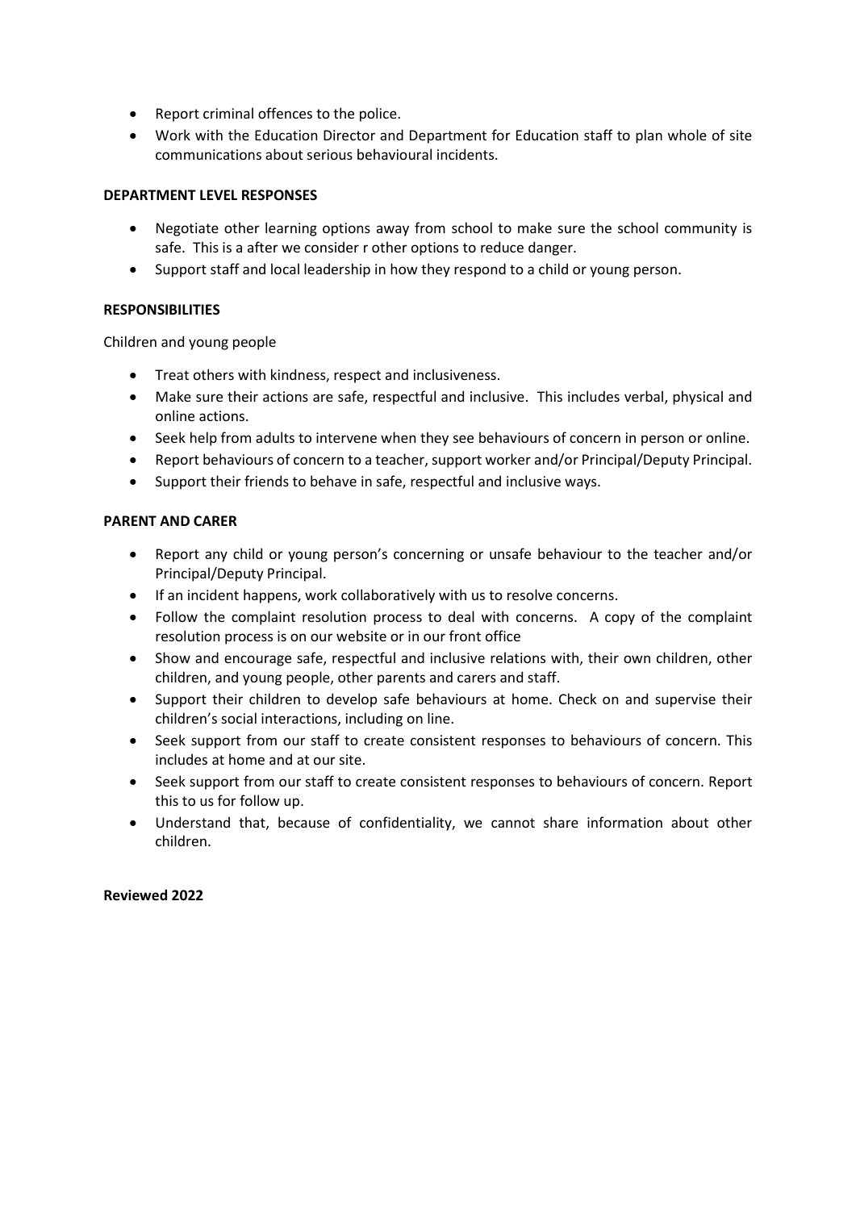- Report criminal offences to the police.
- Work with the Education Director and Department for Education staff to plan whole of site communications about serious behavioural incidents.

**DEPARTMENT LEVEL RESPONSES**

- Negotiate other learning options away from school to make sure the school community is safe. This is a after we consider r other options to reduce danger.
- Support staff and local leadership in how they respond to a child or young person.

**RESPONSIBILITIES**

Children and young people

- Treat others with kindness, respect and inclusiveness.
- Make sure their actions are safe, respectful and inclusive. This includes verbal, physical and online actions.
- Seek help from adults to intervene when they see behaviours of concern in person or online.
- Report behaviours of concern to a teacher, support worker and/or Principal/Deputy Principal.
- Support their friends to behave in safe, respectful and inclusive ways.

**PARENT AND CARER**

- Report any child or young person's concerning or unsafe behaviour to the teacher and/or Principal/Deputy Principal.
- If an incident happens, work collaboratively with us to resolve concerns.
- Follow the complaint resolution process to deal with concerns. A copy of the complaint resolution process is on our website or in our front office
- Show and encourage safe, respectful and inclusive relations with, their own children, other children, and young people, other parents and carers and staff.
- Support their children to develop safe behaviours at home. Check on and supervise their children's social interactions, including on line.
- Seek support from our staff to create consistent responses to behaviours of concern. This includes at home and at our site.
- Seek support from our staff to create consistent responses to behaviours of concern. Report this to us for follow up.
- Understand that, because of confidentiality, we cannot share information about other children.

**Reviewed 2022**